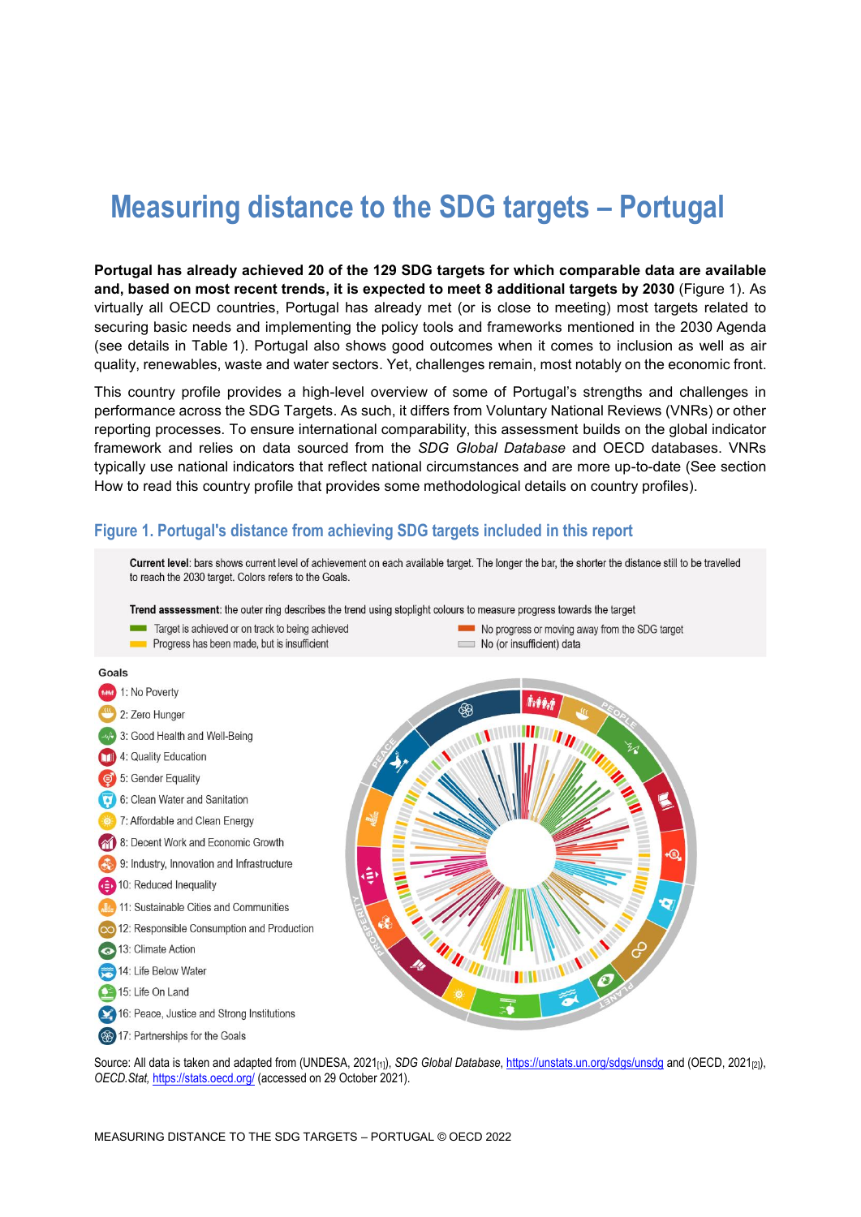# Measuring distance to the SDG targets – Portugal

**Portugal has already achieved 20 of the 129 SDG targets for which comparable data are available and, based on most recent trends, it is expected to meet 8 additional targets by 2030** (Figure 1). As virtually all OECD countries, Portugal has already met (or is close to meeting) most targets related to securing basic needs and implementing the policy tools and frameworks mentioned in the 2030 Agenda (see details in Table 1). Portugal also shows good outcomes when it comes to inclusion as well as air quality, renewables, waste and water sectors. Yet, challenges remain, most notably on the economic front.

This country profile provides a high-level overview of some of Portugal's strengths and challenges in performance across the SDG Targets. As such, it differs from Voluntary National Reviews (VNRs) or other reporting processes. To ensure international comparability, this assessment builds on the global indicator framework and relies on data sourced from the *SDG Global Database* and OECD databases. VNRs typically use national indicators that reflect national circumstances and are more up-to-date (See section How to read this country profile that provides some methodological details on country profiles).

## Figure 1. Portugal's distance from achieving SDG targets included in this report

**Current level**: bars shows current level of achievement on each available target. The longer the bar, the shorter the distance still to be travelled to reach the 2030 target. Colors refers to the Goals.

**Trend asssessment**: the outer ring describes the trend using stoplight colours to measure progress towards the target

- Target is achieved or on track to being achieved
- Progress has been made, but is insufficient
- No progress or moving away from the SDG target
- No (or insufficient) data

Goals

- 1: No Poverty
- 2: Zero Hunger
- 3: Good Health and Well-Being
- 4: Quality Education
- 5: Gender Equality
- 6: Clean Water and Sanitation
- 7: Affordable and Clean Energy
- 8: Decent Work and Economic Growth
- 9: Industry, Innovation and Infrastructure
- 10: Reduced Inequality
- 11: Sustainable Cities and Communities
- 12: Responsible Consumption and Production
- 13: Climate Action
- 14: Life Below Water
- 15: Life On Land
- 16: Peace, Justice and Strong Institutions
- 17: Partnerships for the Goals

Source: All data is taken and adapted from (UNDESA, 2021[1]), *SDG Global Database*, https://unstats.un.org/sdgs/unsdg and (OECD, 2021[2]), *OECD.Stat*, https://stats.oecd.org/ (accessed on 29 October 2021).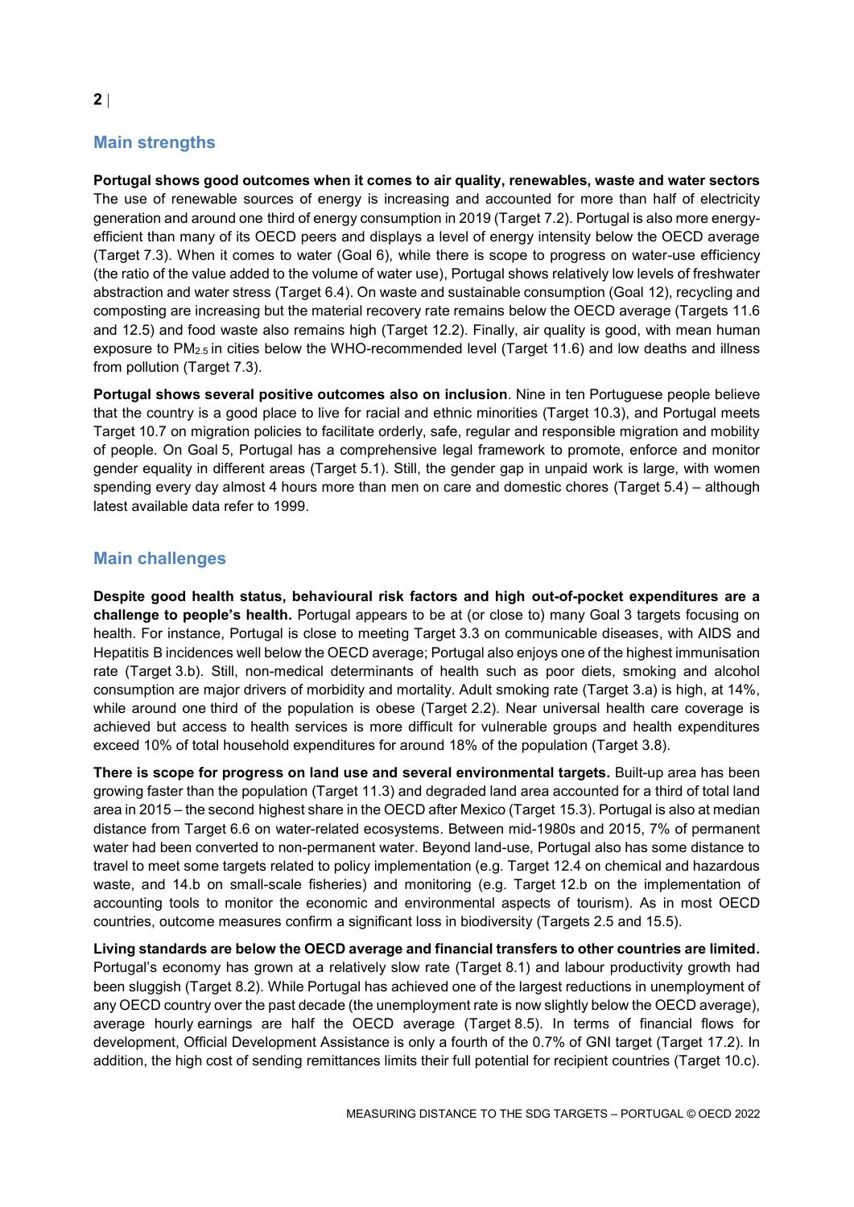## Main strengths

**Portugal shows good outcomes when it comes to air quality, renewables, waste and water sectors** The use of renewable sources of energy is increasing and accounted for more than half of electricity generation and around one third of energy consumption in 2019 (Target 7.2). Portugal is also more energy-efficient than many of its OECD peers and displays a level of energy intensity below the OECD average (Target 7.3). When it comes to water (Goal 6), while there is scope to progress on water-use efficiency (the ratio of the value added to the volume of water use), Portugal shows relatively low levels of freshwater abstraction and water stress (Target 6.4). On waste and sustainable consumption (Goal 12), recycling and composting are increasing but the material recovery rate remains below the OECD average (Targets 11.6 and 12.5) and food waste also remains high (Target 12.2). Finally, air quality is good, with mean human exposure to $PM_{2.5}$ in cities below the WHO-recommended level (Target 11.6) and low deaths and illness from pollution (Target 7.3).

**Portugal shows several positive outcomes also on inclusion**. Nine in ten Portuguese people believe that the country is a good place to live for racial and ethnic minorities (Target 10.3), and Portugal meets Target 10.7 on migration policies to facilitate orderly, safe, regular and responsible migration and mobility of people. On Goal 5, Portugal has a comprehensive legal framework to promote, enforce and monitor gender equality in different areas (Target 5.1). Still, the gender gap in unpaid work is large, with women spending every day almost 4 hours more than men on care and domestic chores (Target 5.4) – although latest available data refer to 1999.

## Main challenges

**Despite good health status, behavioural risk factors and high out-of-pocket expenditures are a challenge to people's health.** Portugal appears to be at (or close to) many Goal 3 targets focusing on health. For instance, Portugal is close to meeting Target 3.3 on communicable diseases, with AIDS and Hepatitis B incidences well below the OECD average; Portugal also enjoys one of the highest immunisation rate (Target 3.b). Still, non-medical determinants of health such as poor diets, smoking and alcohol consumption are major drivers of morbidity and mortality. Adult smoking rate (Target 3.a) is high, at 14%, while around one third of the population is obese (Target 2.2). Near universal health care coverage is achieved but access to health services is more difficult for vulnerable groups and health expenditures exceed 10% of total household expenditures for around 18% of the population (Target 3.8).

**There is scope for progress on land use and several environmental targets.** Built-up area has been growing faster than the population (Target 11.3) and degraded land area accounted for a third of total land area in 2015 – the second highest share in the OECD after Mexico (Target 15.3). Portugal is also at median distance from Target 6.6 on water-related ecosystems. Between mid-1980s and 2015, 7% of permanent water had been converted to non-permanent water. Beyond land-use, Portugal also has some distance to travel to meet some targets related to policy implementation (e.g. Target 12.4 on chemical and hazardous waste, and 14.b on small-scale fisheries) and monitoring (e.g. Target 12.b on the implementation of accounting tools to monitor the economic and environmental aspects of tourism). As in most OECD countries, outcome measures confirm a significant loss in biodiversity (Targets 2.5 and 15.5).

**Living standards are below the OECD average and financial transfers to other countries are limited.** Portugal's economy has grown at a relatively slow rate (Target 8.1) and labour productivity growth had been sluggish (Target 8.2). While Portugal has achieved one of the largest reductions in unemployment of any OECD country over the past decade (the unemployment rate is now slightly below the OECD average), average hourly earnings are half the OECD average (Target 8.5). In terms of financial flows for development, Official Development Assistance is only a fourth of the 0.7% of GNI target (Target 17.2). In addition, the high cost of sending remittances limits their full potential for recipient countries (Target 10.c).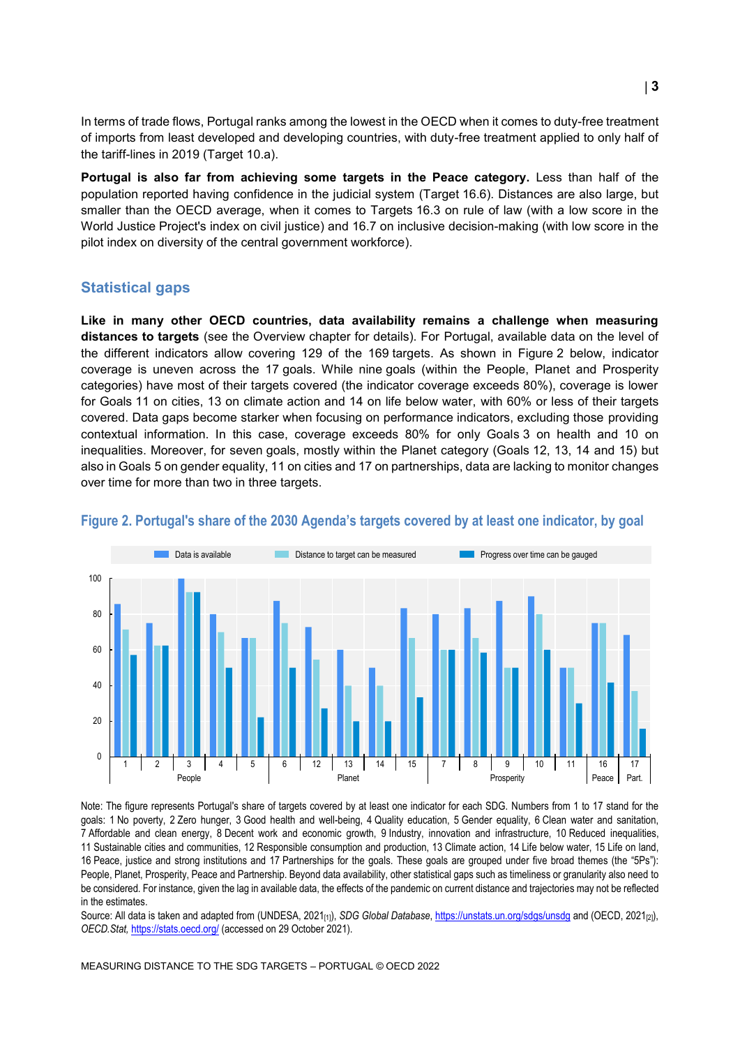In terms of trade flows, Portugal ranks among the lowest in the OECD when it comes to duty-free treatment of imports from least developed and developing countries, with duty-free treatment applied to only half of the tariff-lines in 2019 (Target 10.a).

**Portugal is also far from achieving some targets in the Peace category.** Less than half of the population reported having confidence in the judicial system (Target 16.6). Distances are also large, but smaller than the OECD average, when it comes to Targets 16.3 on rule of law (with a low score in the World Justice Project's index on civil justice) and 16.7 on inclusive decision-making (with low score in the pilot index on diversity of the central government workforce).

## Statistical gaps

**Like in many other OECD countries, data availability remains a challenge when measuring distances to targets** (see the Overview chapter for details). For Portugal, available data on the level of the different indicators allow covering 129 of the 169 targets. As shown in Figure 2 below, indicator coverage is uneven across the 17 goals. While nine goals (within the People, Planet and Prosperity categories) have most of their targets covered (the indicator coverage exceeds 80%), coverage is lower for Goals 11 on cities, 13 on climate action and 14 on life below water, with 60% or less of their targets covered. Data gaps become starker when focusing on performance indicators, excluding those providing contextual information. In this case, coverage exceeds 80% for only Goals 3 on health and 10 on inequalities. Moreover, for seven goals, mostly within the Planet category (Goals 12, 13, 14 and 15) but also in Goals 5 on gender equality, 11 on cities and 17 on partnerships, data are lacking to monitor changes over time for more than two in three targets.

### Figure 2. Portugal's share of the 2030 Agenda's targets covered by at least one indicator, by goal

Note: The figure represents Portugal's share of targets covered by at least one indicator for each SDG. Numbers from 1 to 17 stand for the goals: 1 No poverty, 2 Zero hunger, 3 Good health and well-being, 4 Quality education, 5 Gender equality, 6 Clean water and sanitation, 7 Affordable and clean energy, 8 Decent work and economic growth, 9 Industry, innovation and infrastructure, 10 Reduced inequalities, 11 Sustainable cities and communities, 12 Responsible consumption and production, 13 Climate action, 14 Life below water, 15 Life on land, 16 Peace, justice and strong institutions and 17 Partnerships for the goals. These goals are grouped under five broad themes (the "5Ps"): People, Planet, Prosperity, Peace and Partnership. Beyond data availability, other statistical gaps such as timeliness or granularity also need to be considered. For instance, given the lag in available data, the effects of the pandemic on current distance and trajectories may not be reflected in the estimates.

Source: All data is taken and adapted from (UNDESA, 2021[1]), *SDG Global Database*, https://unstats.un.org/sdgs/unsdg and (OECD, 2021[2]), *OECD.Stat*, https://stats.oecd.org/ (accessed on 29 October 2021).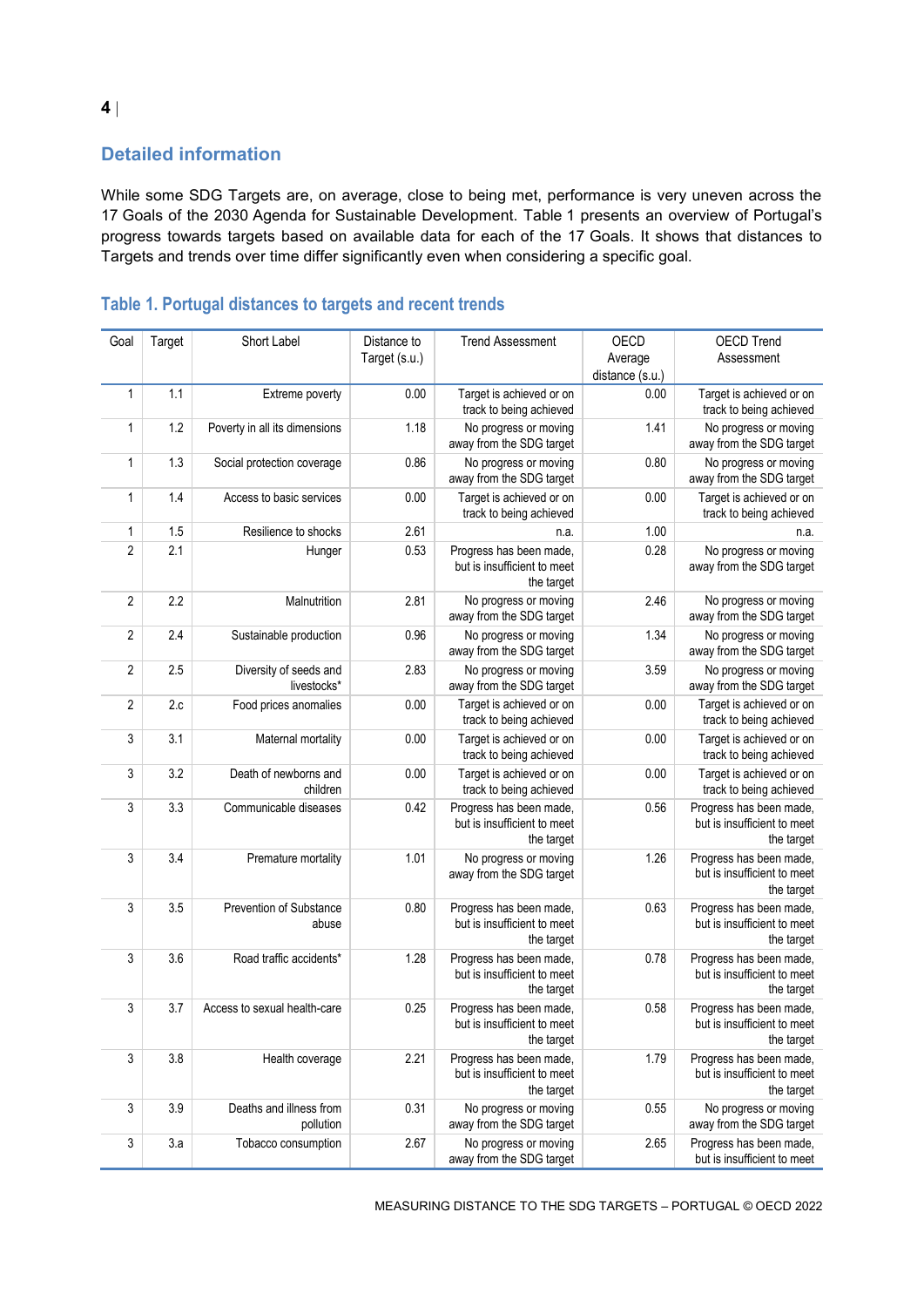## Detailed information

While some SDG Targets are, on average, close to being met, performance is very uneven across the 17 Goals of the 2030 Agenda for Sustainable Development. Table 1 presents an overview of Portugal's progress towards targets based on available data for each of the 17 Goals. It shows that distances to Targets and trends over time differ significantly even when considering a specific goal.

### Table 1. Portugal distances to targets and recent trends

| Goal | Target | Short Label | Distance to Target (s.u.) | Trend Assessment | OECD Average distance (s.u.) | OECD Trend Assessment |
|---|---|---|---|---|---|---|
| 1 | 1.1 | Extreme poverty | 0.00 | Target is achieved or on track to being achieved | 0.00 | Target is achieved or on track to being achieved |
| 1 | 1.2 | Poverty in all its dimensions | 1.18 | No progress or moving away from the SDG target | 1.41 | No progress or moving away from the SDG target |
| 1 | 1.3 | Social protection coverage | 0.86 | No progress or moving away from the SDG target | 0.80 | No progress or moving away from the SDG target |
| 1 | 1.4 | Access to basic services | 0.00 | Target is achieved or on track to being achieved | 0.00 | Target is achieved or on track to being achieved |
| 1 | 1.5 | Resilience to shocks | 2.61 | n.a. | 1.00 | n.a. |
| 2 | 2.1 | Hunger | 0.53 | Progress has been made, but is insufficient to meet the target | 0.28 | No progress or moving away from the SDG target |
| 2 | 2.2 | Malnutrition | 2.81 | No progress or moving away from the SDG target | 2.46 | No progress or moving away from the SDG target |
| 2 | 2.4 | Sustainable production | 0.96 | No progress or moving away from the SDG target | 1.34 | No progress or moving away from the SDG target |
| 2 | 2.5 | Diversity of seeds and livestocks* | 2.83 | No progress or moving away from the SDG target | 3.59 | No progress or moving away from the SDG target |
| 2 | 2.c | Food prices anomalies | 0.00 | Target is achieved or on track to being achieved | 0.00 | Target is achieved or on track to being achieved |
| 3 | 3.1 | Maternal mortality | 0.00 | Target is achieved or on track to being achieved | 0.00 | Target is achieved or on track to being achieved |
| 3 | 3.2 | Death of newborns and children | 0.00 | Target is achieved or on track to being achieved | 0.00 | Target is achieved or on track to being achieved |
| 3 | 3.3 | Communicable diseases | 0.42 | Progress has been made, but is insufficient to meet the target | 0.56 | Progress has been made, but is insufficient to meet the target |
| 3 | 3.4 | Premature mortality | 1.01 | No progress or moving away from the SDG target | 1.26 | Progress has been made, but is insufficient to meet the target |
| 3 | 3.5 | Prevention of Substance abuse | 0.80 | Progress has been made, but is insufficient to meet the target | 0.63 | Progress has been made, but is insufficient to meet the target |
| 3 | 3.6 | Road traffic accidents* | 1.28 | Progress has been made, but is insufficient to meet the target | 0.78 | Progress has been made, but is insufficient to meet the target |
| 3 | 3.7 | Access to sexual health-care | 0.25 | Progress has been made, but is insufficient to meet the target | 0.58 | Progress has been made, but is insufficient to meet the target |
| 3 | 3.8 | Health coverage | 2.21 | Progress has been made, but is insufficient to meet the target | 1.79 | Progress has been made, but is insufficient to meet the target |
| 3 | 3.9 | Deaths and illness from pollution | 0.31 | No progress or moving away from the SDG target | 0.55 | No progress or moving away from the SDG target |
| 3 | 3.a | Tobacco consumption | 2.67 | No progress or moving away from the SDG target | 2.65 | Progress has been made, but is insufficient to meet |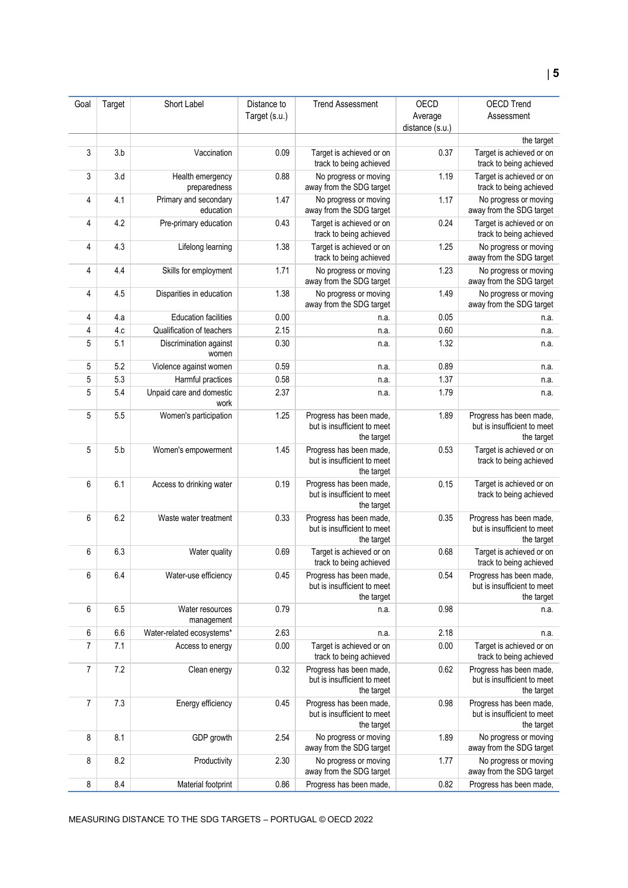| Goal | Target | Short Label | Distance to Target (s.u.) | Trend Assessment | OECD Average distance (s.u.) | OECD Trend Assessment |
|---|---|---|---|---|---|---|
| | | | | | | the target |
| 3 | 3.b | Vaccination | 0.09 | Target is achieved or on track to being achieved | 0.37 | Target is achieved or on track to being achieved |
| 3 | 3.d | Health emergency preparedness | 0.88 | No progress or moving away from the SDG target | 1.19 | Target is achieved or on track to being achieved |
| 4 | 4.1 | Primary and secondary education | 1.47 | No progress or moving away from the SDG target | 1.17 | No progress or moving away from the SDG target |
| 4 | 4.2 | Pre-primary education | 0.43 | Target is achieved or on track to being achieved | 0.24 | Target is achieved or on track to being achieved |
| 4 | 4.3 | Lifelong learning | 1.38 | Target is achieved or on track to being achieved | 1.25 | No progress or moving away from the SDG target |
| 4 | 4.4 | Skills for employment | 1.71 | No progress or moving away from the SDG target | 1.23 | No progress or moving away from the SDG target |
| 4 | 4.5 | Disparities in education | 1.38 | No progress or moving away from the SDG target | 1.49 | No progress or moving away from the SDG target |
| 4 | 4.a | Education facilities | 0.00 | n.a. | 0.05 | n.a. |
| 4 | 4.c | Qualification of teachers | 2.15 | n.a. | 0.60 | n.a. |
| 5 | 5.1 | Discrimination against women | 0.30 | n.a. | 1.32 | n.a. |
| 5 | 5.2 | Violence against women | 0.59 | n.a. | 0.89 | n.a. |
| 5 | 5.3 | Harmful practices | 0.58 | n.a. | 1.37 | n.a. |
| 5 | 5.4 | Unpaid care and domestic work | 2.37 | n.a. | 1.79 | n.a. |
| 5 | 5.5 | Women's participation | 1.25 | Progress has been made, but is insufficient to meet the target | 1.89 | Progress has been made, but is insufficient to meet the target |
| 5 | 5.b | Women's empowerment | 1.45 | Progress has been made, but is insufficient to meet the target | 0.53 | Target is achieved or on track to being achieved |
| 6 | 6.1 | Access to drinking water | 0.19 | Progress has been made, but is insufficient to meet the target | 0.15 | Target is achieved or on track to being achieved |
| 6 | 6.2 | Waste water treatment | 0.33 | Progress has been made, but is insufficient to meet the target | 0.35 | Progress has been made, but is insufficient to meet the target |
| 6 | 6.3 | Water quality | 0.69 | Target is achieved or on track to being achieved | 0.68 | Target is achieved or on track to being achieved |
| 6 | 6.4 | Water-use efficiency | 0.45 | Progress has been made, but is insufficient to meet the target | 0.54 | Progress has been made, but is insufficient to meet the target |
| 6 | 6.5 | Water resources management | 0.79 | n.a. | 0.98 | n.a. |
| 6 | 6.6 | Water-related ecosystems* | 2.63 | n.a. | 2.18 | n.a. |
| 7 | 7.1 | Access to energy | 0.00 | Target is achieved or on track to being achieved | 0.00 | Target is achieved or on track to being achieved |
| 7 | 7.2 | Clean energy | 0.32 | Progress has been made, but is insufficient to meet the target | 0.62 | Progress has been made, but is insufficient to meet the target |
| 7 | 7.3 | Energy efficiency | 0.45 | Progress has been made, but is insufficient to meet the target | 0.98 | Progress has been made, but is insufficient to meet the target |
| 8 | 8.1 | GDP growth | 2.54 | No progress or moving away from the SDG target | 1.89 | No progress or moving away from the SDG target |
| 8 | 8.2 | Productivity | 2.30 | No progress or moving away from the SDG target | 1.77 | No progress or moving away from the SDG target |
| 8 | 8.4 | Material footprint | 0.86 | Progress has been made, | 0.82 | Progress has been made, |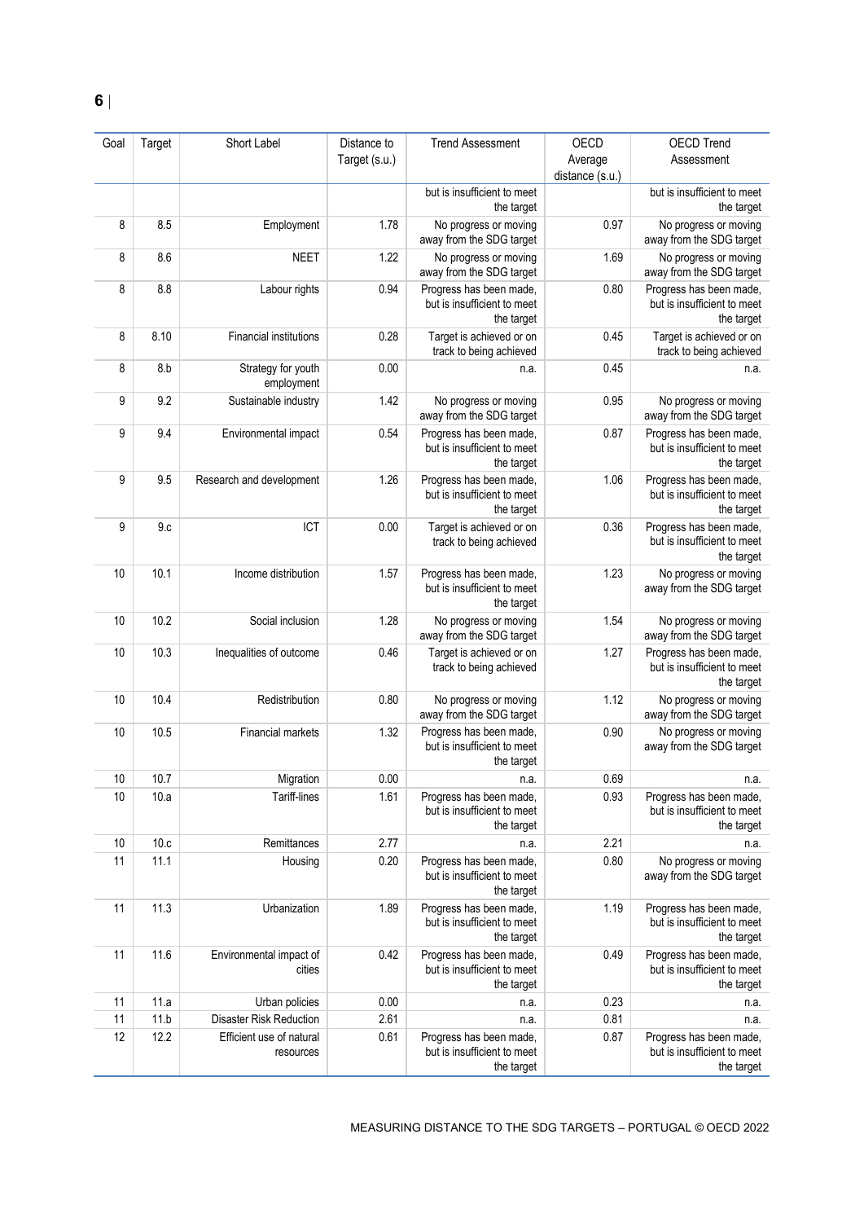| Goal | Target | Short Label | Distance to Target (s.u.) | Trend Assessment | OECD Average distance (s.u.) | OECD Trend Assessment |
|---|---|---|---|---|---|---|
| | | | | but is insufficient to meet the target | | but is insufficient to meet the target |
| 8 | 8.5 | Employment | 1.78 | No progress or moving away from the SDG target | 0.97 | No progress or moving away from the SDG target |
| 8 | 8.6 | NEET | 1.22 | No progress or moving away from the SDG target | 1.69 | No progress or moving away from the SDG target |
| 8 | 8.8 | Labour rights | 0.94 | Progress has been made, but is insufficient to meet the target | 0.80 | Progress has been made, but is insufficient to meet the target |
| 8 | 8.10 | Financial institutions | 0.28 | Target is achieved or on track to being achieved | 0.45 | Target is achieved or on track to being achieved |
| 8 | 8.b | Strategy for youth employment | 0.00 | n.a. | 0.45 | n.a. |
| 9 | 9.2 | Sustainable industry | 1.42 | No progress or moving away from the SDG target | 0.95 | No progress or moving away from the SDG target |
| 9 | 9.4 | Environmental impact | 0.54 | Progress has been made, but is insufficient to meet the target | 0.87 | Progress has been made, but is insufficient to meet the target |
| 9 | 9.5 | Research and development | 1.26 | Progress has been made, but is insufficient to meet the target | 1.06 | Progress has been made, but is insufficient to meet the target |
| 9 | 9.c | ICT | 0.00 | Target is achieved or on track to being achieved | 0.36 | Progress has been made, but is insufficient to meet the target |
| 10 | 10.1 | Income distribution | 1.57 | Progress has been made, but is insufficient to meet the target | 1.23 | No progress or moving away from the SDG target |
| 10 | 10.2 | Social inclusion | 1.28 | No progress or moving away from the SDG target | 1.54 | No progress or moving away from the SDG target |
| 10 | 10.3 | Inequalities of outcome | 0.46 | Target is achieved or on track to being achieved | 1.27 | Progress has been made, but is insufficient to meet the target |
| 10 | 10.4 | Redistribution | 0.80 | No progress or moving away from the SDG target | 1.12 | No progress or moving away from the SDG target |
| 10 | 10.5 | Financial markets | 1.32 | Progress has been made, but is insufficient to meet the target | 0.90 | No progress or moving away from the SDG target |
| 10 | 10.7 | Migration | 0.00 | n.a. | 0.69 | n.a. |
| 10 | 10.a | Tariff-lines | 1.61 | Progress has been made, but is insufficient to meet the target | 0.93 | Progress has been made, but is insufficient to meet the target |
| 10 | 10.c | Remittances | 2.77 | n.a. | 2.21 | n.a. |
| 11 | 11.1 | Housing | 0.20 | Progress has been made, but is insufficient to meet the target | 0.80 | No progress or moving away from the SDG target |
| 11 | 11.3 | Urbanization | 1.89 | Progress has been made, but is insufficient to meet the target | 1.19 | Progress has been made, but is insufficient to meet the target |
| 11 | 11.6 | Environmental impact of cities | 0.42 | Progress has been made, but is insufficient to meet the target | 0.49 | Progress has been made, but is insufficient to meet the target |
| 11 | 11.a | Urban policies | 0.00 | n.a. | 0.23 | n.a. |
| 11 | 11.b | Disaster Risk Reduction | 2.61 | n.a. | 0.81 | n.a. |
| 12 | 12.2 | Efficient use of natural resources | 0.61 | Progress has been made, but is insufficient to meet the target | 0.87 | Progress has been made, but is insufficient to meet the target |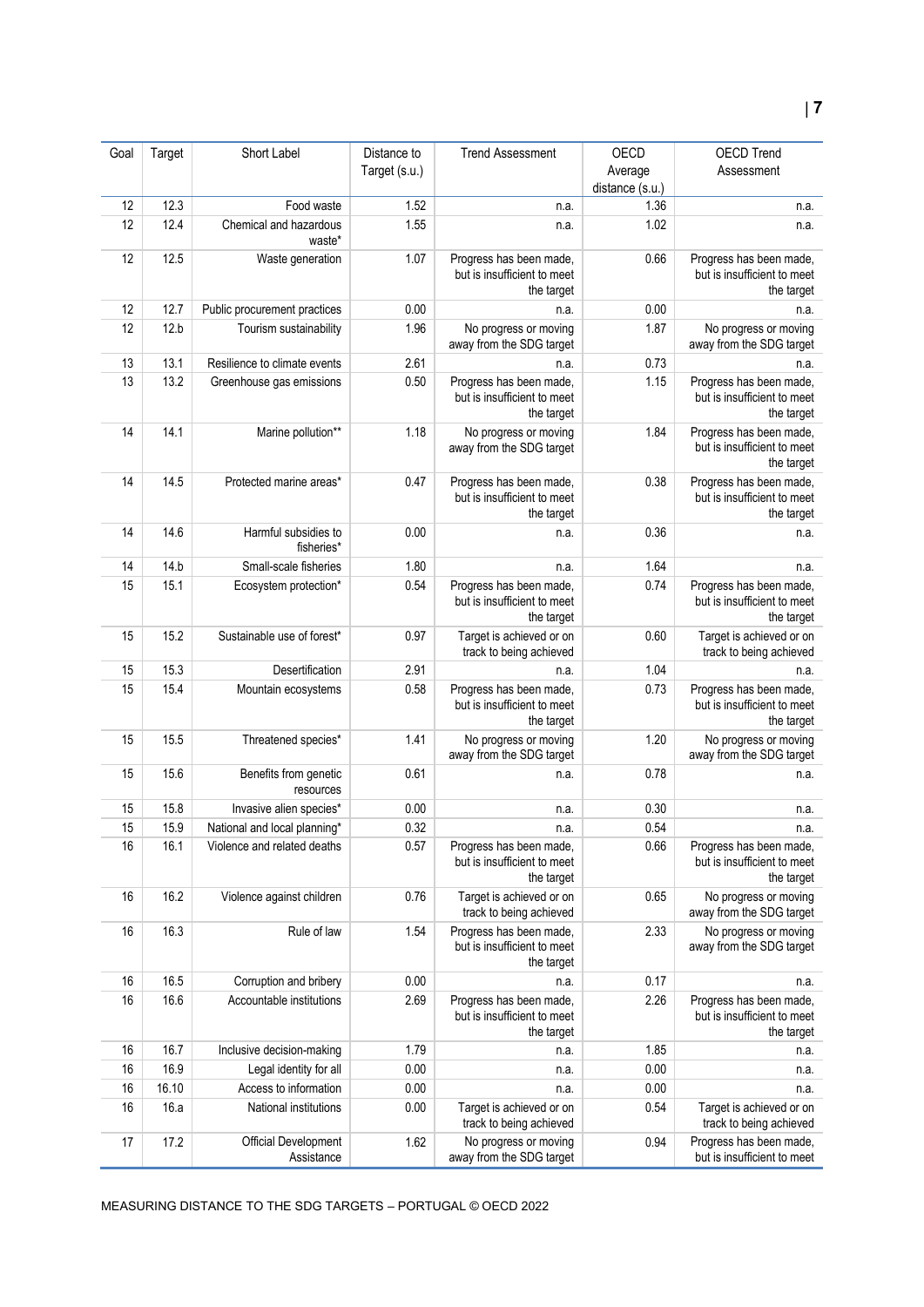| Goal | Target | Short Label | Distance to Target (s.u.) | Trend Assessment | OECD Average distance (s.u.) | OECD Trend Assessment |
|---|---|---|---|---|---|---|
| 12 | 12.3 | Food waste | 1.52 | n.a. | 1.36 | n.a. |
| 12 | 12.4 | Chemical and hazardous waste* | 1.55 | n.a. | 1.02 | n.a. |
| 12 | 12.5 | Waste generation | 1.07 | Progress has been made, but is insufficient to meet the target | 0.66 | Progress has been made, but is insufficient to meet the target |
| 12 | 12.7 | Public procurement practices | 0.00 | n.a. | 0.00 | n.a. |
| 12 | 12.b | Tourism sustainability | 1.96 | No progress or moving away from the SDG target | 1.87 | No progress or moving away from the SDG target |
| 13 | 13.1 | Resilience to climate events | 2.61 | n.a. | 0.73 | n.a. |
| 13 | 13.2 | Greenhouse gas emissions | 0.50 | Progress has been made, but is insufficient to meet the target | 1.15 | Progress has been made, but is insufficient to meet the target |
| 14 | 14.1 | Marine pollution** | 1.18 | No progress or moving away from the SDG target | 1.84 | Progress has been made, but is insufficient to meet the target |
| 14 | 14.5 | Protected marine areas* | 0.47 | Progress has been made, but is insufficient to meet the target | 0.38 | Progress has been made, but is insufficient to meet the target |
| 14 | 14.6 | Harmful subsidies to fisheries* | 0.00 | n.a. | 0.36 | n.a. |
| 14 | 14.b | Small-scale fisheries | 1.80 | n.a. | 1.64 | n.a. |
| 15 | 15.1 | Ecosystem protection* | 0.54 | Progress has been made, but is insufficient to meet the target | 0.74 | Progress has been made, but is insufficient to meet the target |
| 15 | 15.2 | Sustainable use of forest* | 0.97 | Target is achieved or on track to being achieved | 0.60 | Target is achieved or on track to being achieved |
| 15 | 15.3 | Desertification | 2.91 | n.a. | 1.04 | n.a. |
| 15 | 15.4 | Mountain ecosystems | 0.58 | Progress has been made, but is insufficient to meet the target | 0.73 | Progress has been made, but is insufficient to meet the target |
| 15 | 15.5 | Threatened species* | 1.41 | No progress or moving away from the SDG target | 1.20 | No progress or moving away from the SDG target |
| 15 | 15.6 | Benefits from genetic resources | 0.61 | n.a. | 0.78 | n.a. |
| 15 | 15.8 | Invasive alien species* | 0.00 | n.a. | 0.30 | n.a. |
| 15 | 15.9 | National and local planning* | 0.32 | n.a. | 0.54 | n.a. |
| 16 | 16.1 | Violence and related deaths | 0.57 | Progress has been made, but is insufficient to meet the target | 0.66 | Progress has been made, but is insufficient to meet the target |
| 16 | 16.2 | Violence against children | 0.76 | Target is achieved or on track to being achieved | 0.65 | No progress or moving away from the SDG target |
| 16 | 16.3 | Rule of law | 1.54 | Progress has been made, but is insufficient to meet the target | 2.33 | No progress or moving away from the SDG target |
| 16 | 16.5 | Corruption and bribery | 0.00 | n.a. | 0.17 | n.a. |
| 16 | 16.6 | Accountable institutions | 2.69 | Progress has been made, but is insufficient to meet the target | 2.26 | Progress has been made, but is insufficient to meet the target |
| 16 | 16.7 | Inclusive decision-making | 1.79 | n.a. | 1.85 | n.a. |
| 16 | 16.9 | Legal identity for all | 0.00 | n.a. | 0.00 | n.a. |
| 16 | 16.10 | Access to information | 0.00 | n.a. | 0.00 | n.a. |
| 16 | 16.a | National institutions | 0.00 | Target is achieved or on track to being achieved | 0.54 | Target is achieved or on track to being achieved |
| 17 | 17.2 | Official Development Assistance | 1.62 | No progress or moving away from the SDG target | 0.94 | Progress has been made, but is insufficient to meet |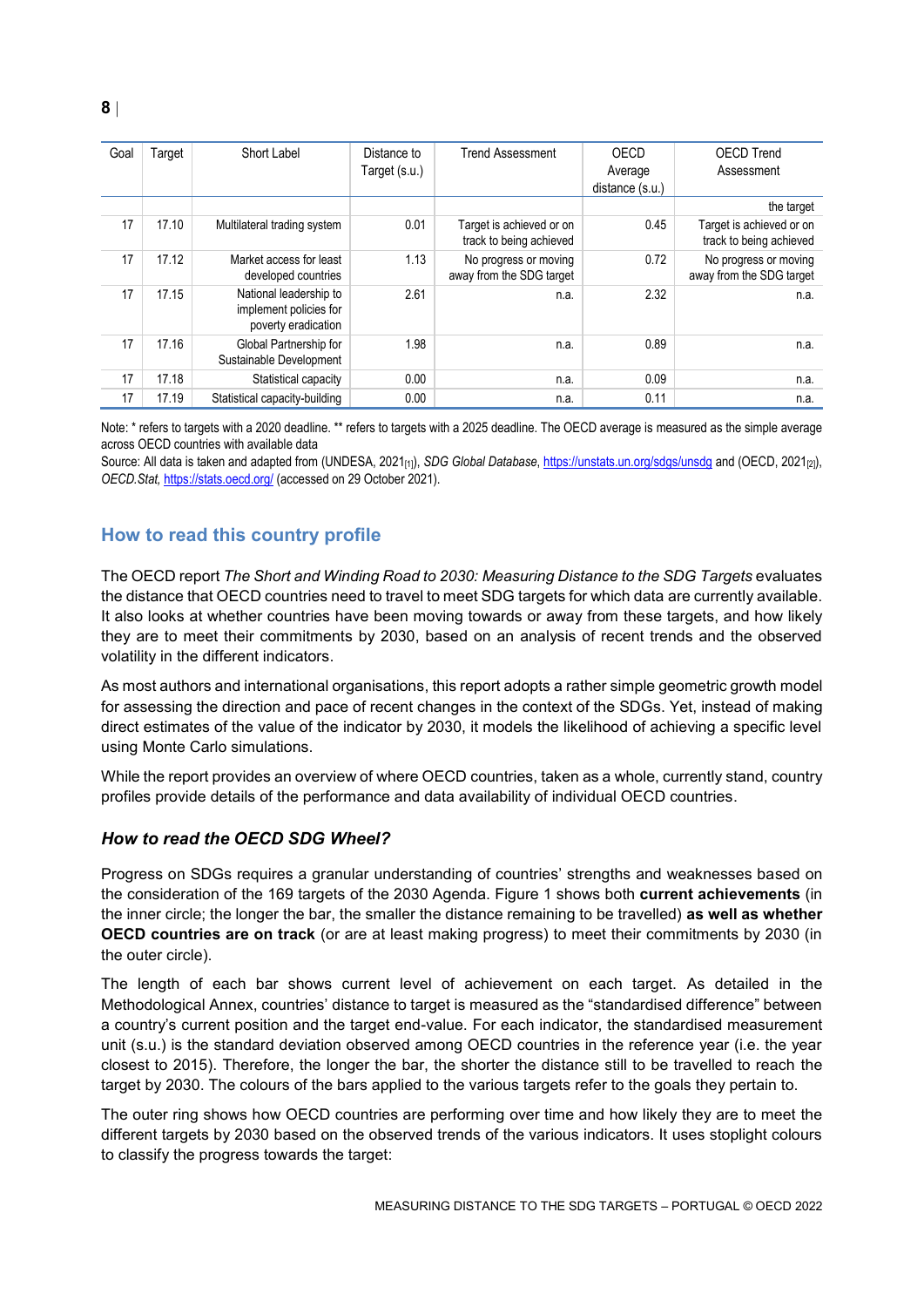| Goal | Target | Short Label | Distance to Target (s.u.) | Trend Assessment | OECD Average distance (s.u.) | OECD Trend Assessment |
|---|---|---|---|---|---|---|
| | | | | | | the target |
| 17 | 17.10 | Multilateral trading system | 0.01 | Target is achieved or on track to being achieved | 0.45 | Target is achieved or on track to being achieved |
| 17 | 17.12 | Market access for least developed countries | 1.13 | No progress or moving away from the SDG target | 0.72 | No progress or moving away from the SDG target |
| 17 | 17.15 | National leadership to implement policies for poverty eradication | 2.61 | n.a. | 2.32 | n.a. |
| 17 | 17.16 | Global Partnership for Sustainable Development | 1.98 | n.a. | 0.89 | n.a. |
| 17 | 17.18 | Statistical capacity | 0.00 | n.a. | 0.09 | n.a. |
| 17 | 17.19 | Statistical capacity-building | 0.00 | n.a. | 0.11 | n.a. |

Note: * refers to targets with a 2020 deadline. ** refers to targets with a 2025 deadline. The OECD average is measured as the simple average across OECD countries with available data

Source: All data is taken and adapted from (UNDESA, 2021[1]), *SDG Global Database*, https://unstats.un.org/sdgs/unsdg and (OECD, 2021[2]), *OECD.Stat*, https://stats.oecd.org/ (accessed on 29 October 2021).

## How to read this country profile

The OECD report *The Short and Winding Road to 2030: Measuring Distance to the SDG Targets* evaluates the distance that OECD countries need to travel to meet SDG targets for which data are currently available. It also looks at whether countries have been moving towards or away from these targets, and how likely they are to meet their commitments by 2030, based on an analysis of recent trends and the observed volatility in the different indicators.

As most authors and international organisations, this report adopts a rather simple geometric growth model for assessing the direction and pace of recent changes in the context of the SDGs. Yet, instead of making direct estimates of the value of the indicator by 2030, it models the likelihood of achieving a specific level using Monte Carlo simulations.

While the report provides an overview of where OECD countries, taken as a whole, currently stand, country profiles provide details of the performance and data availability of individual OECD countries.

### *How to read the OECD SDG Wheel?*

Progress on SDGs requires a granular understanding of countries' strengths and weaknesses based on the consideration of the 169 targets of the 2030 Agenda. Figure 1 shows both **current achievements** (in the inner circle; the longer the bar, the smaller the distance remaining to be travelled) **as well as whether OECD countries are on track** (or are at least making progress) to meet their commitments by 2030 (in the outer circle).

The length of each bar shows current level of achievement on each target. As detailed in the Methodological Annex, countries' distance to target is measured as the "standardised difference" between a country's current position and the target end-value. For each indicator, the standardised measurement unit (s.u.) is the standard deviation observed among OECD countries in the reference year (i.e. the year closest to 2015). Therefore, the longer the bar, the shorter the distance still to be travelled to reach the target by 2030. The colours of the bars applied to the various targets refer to the goals they pertain to.

The outer ring shows how OECD countries are performing over time and how likely they are to meet the different targets by 2030 based on the observed trends of the various indicators. It uses stoplight colours to classify the progress towards the target: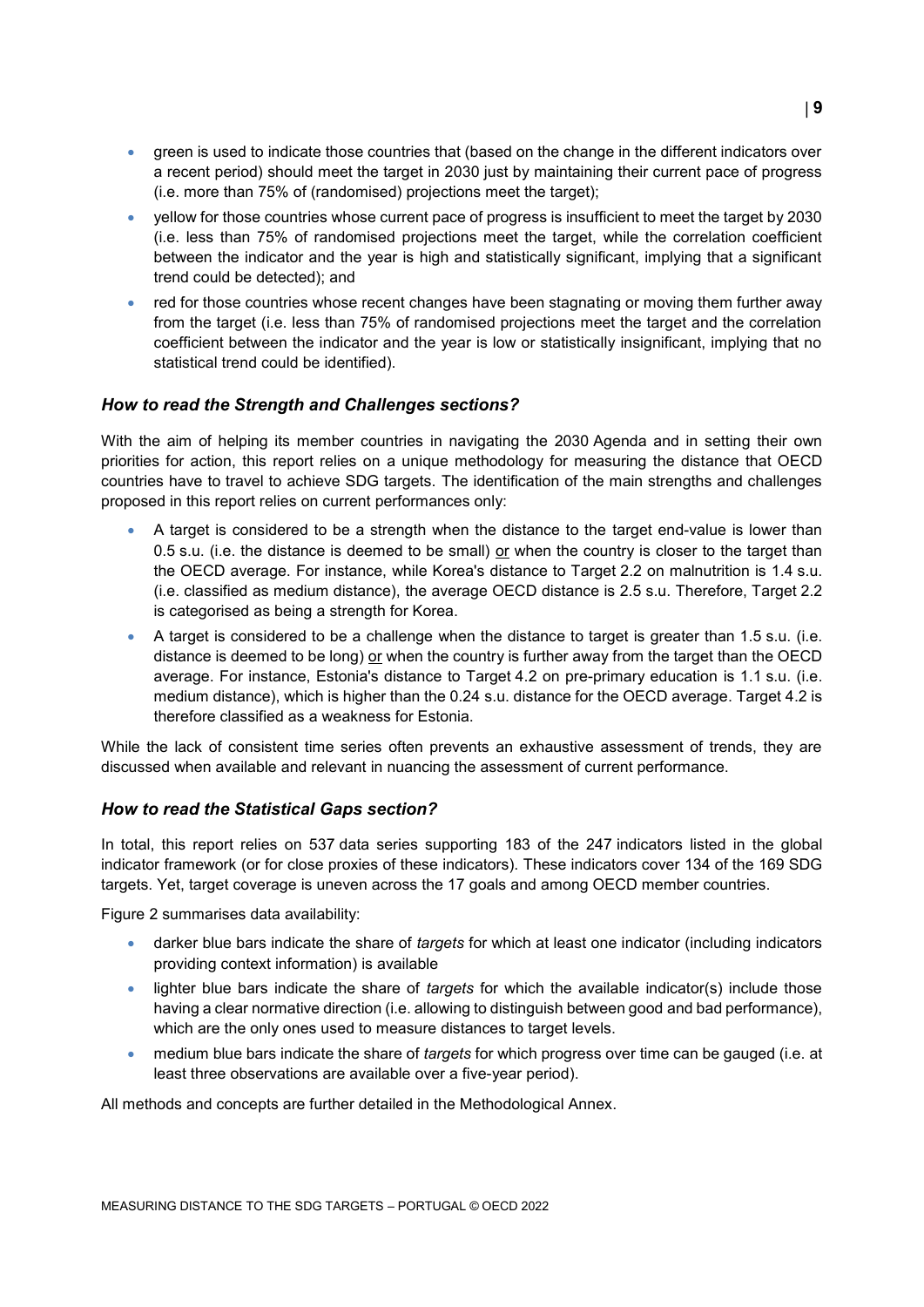- green is used to indicate those countries that (based on the change in the different indicators over a recent period) should meet the target in 2030 just by maintaining their current pace of progress (i.e. more than 75% of (randomised) projections meet the target);
- yellow for those countries whose current pace of progress is insufficient to meet the target by 2030 (i.e. less than 75% of randomised projections meet the target, while the correlation coefficient between the indicator and the year is high and statistically significant, implying that a significant trend could be detected); and
- red for those countries whose recent changes have been stagnating or moving them further away from the target (i.e. less than 75% of randomised projections meet the target and the correlation coefficient between the indicator and the year is low or statistically insignificant, implying that no statistical trend could be identified).

### *How to read the Strength and Challenges sections?*

With the aim of helping its member countries in navigating the 2030 Agenda and in setting their own priorities for action, this report relies on a unique methodology for measuring the distance that OECD countries have to travel to achieve SDG targets. The identification of the main strengths and challenges proposed in this report relies on current performances only:

- A target is considered to be a strength when the distance to the target end-value is lower than 0.5 s.u. (i.e. the distance is deemed to be small) or when the country is closer to the target than the OECD average. For instance, while Korea's distance to Target 2.2 on malnutrition is 1.4 s.u. (i.e. classified as medium distance), the average OECD distance is 2.5 s.u. Therefore, Target 2.2 is categorised as being a strength for Korea.
- A target is considered to be a challenge when the distance to target is greater than 1.5 s.u. (i.e. distance is deemed to be long) or when the country is further away from the target than the OECD average. For instance, Estonia's distance to Target 4.2 on pre-primary education is 1.1 s.u. (i.e. medium distance), which is higher than the 0.24 s.u. distance for the OECD average. Target 4.2 is therefore classified as a weakness for Estonia.

While the lack of consistent time series often prevents an exhaustive assessment of trends, they are discussed when available and relevant in nuancing the assessment of current performance.

### *How to read the Statistical Gaps section?*

In total, this report relies on 537 data series supporting 183 of the 247 indicators listed in the global indicator framework (or for close proxies of these indicators). These indicators cover 134 of the 169 SDG targets. Yet, target coverage is uneven across the 17 goals and among OECD member countries.

Figure 2 summarises data availability:

- darker blue bars indicate the share of *targets* for which at least one indicator (including indicators providing context information) is available
- lighter blue bars indicate the share of *targets* for which the available indicator(s) include those having a clear normative direction (i.e. allowing to distinguish between good and bad performance), which are the only ones used to measure distances to target levels.
- medium blue bars indicate the share of *targets* for which progress over time can be gauged (i.e. at least three observations are available over a five-year period).

All methods and concepts are further detailed in the Methodological Annex.